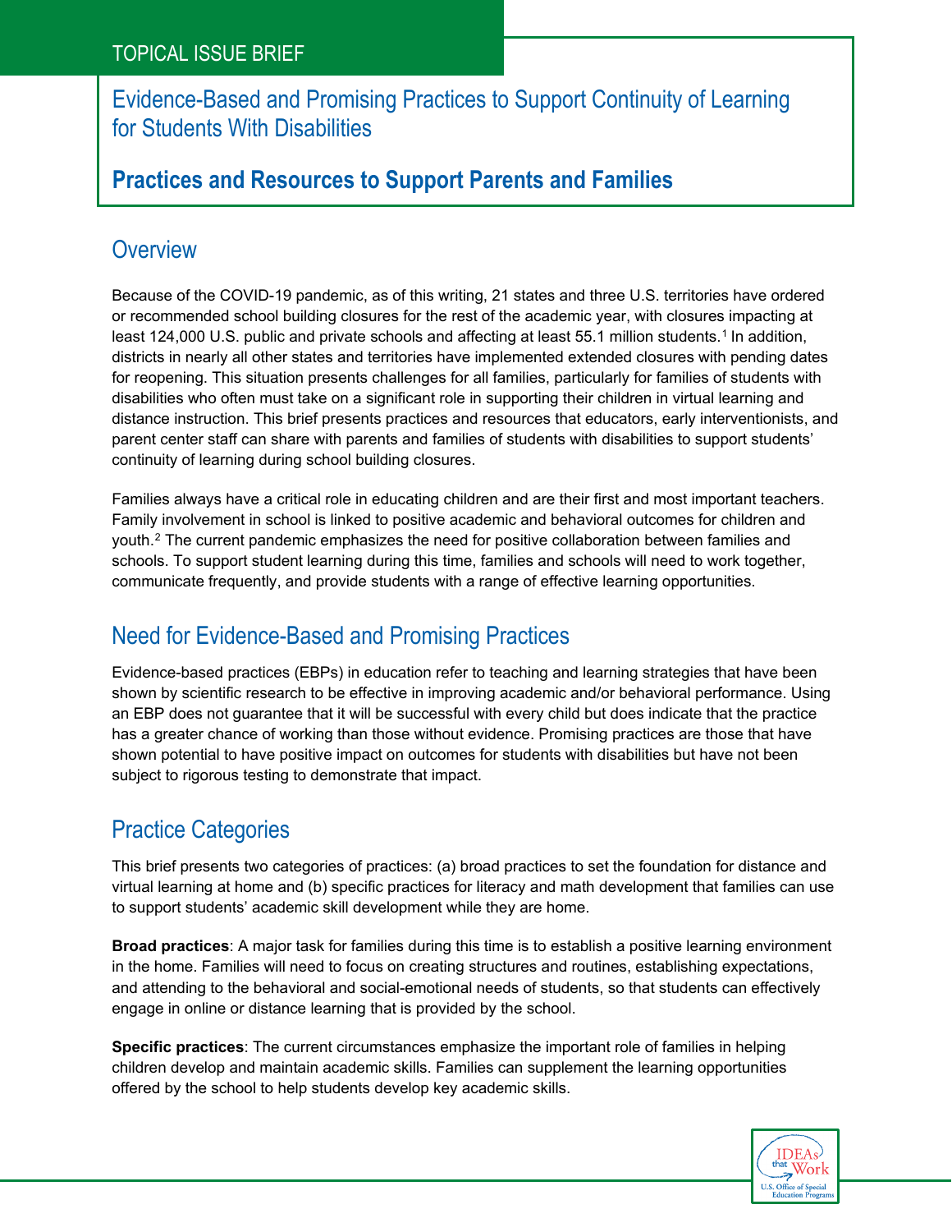TOPICAL ISSUE BRIEF

# Evidence-Based and Promising Practices to Support Continuity of Learning for Students With Disabilities

## Practices and Resources to Support Parents and Families

## Overview

Because of the COVID-19 pandemic, as of this writing, 21 states and three U.S. territories have ordered or recommended school building closures for the rest of the academic year, with closures impacting at least 124,000 U.S. public and private schools and affecting at least 55.1 million students.[1] In addition, districts in nearly all other states and territories have implemented extended closures with pending dates for reopening. This situation presents challenges for all families, particularly for families of students with disabilities who often must take on a significant role in supporting their children in virtual learning and distance instruction. This brief presents practices and resources that educators, early interventionists, and parent center staff can share with parents and families of students with disabilities to support students' continuity of learning during school building closures.

Families always have a critical role in educating children and are their first and most important teachers. Family involvement in school is linked to positive academic and behavioral outcomes for children and youth.[2] The current pandemic emphasizes the need for positive collaboration between families and schools. To support student learning during this time, families and schools will need to work together, communicate frequently, and provide students with a range of effective learning opportunities.

## Need for Evidence-Based and Promising Practices

Evidence-based practices (EBPs) in education refer to teaching and learning strategies that have been shown by scientific research to be effective in improving academic and/or behavioral performance. Using an EBP does not guarantee that it will be successful with every child but does indicate that the practice has a greater chance of working than those without evidence. Promising practices are those that have shown potential to have positive impact on outcomes for students with disabilities but have not been subject to rigorous testing to demonstrate that impact.

## Practice Categories

This brief presents two categories of practices: (a) broad practices to set the foundation for distance and virtual learning at home and (b) specific practices for literacy and math development that families can use to support students' academic skill development while they are home.

**Broad practices**: A major task for families during this time is to establish a positive learning environment in the home. Families will need to focus on creating structures and routines, establishing expectations, and attending to the behavioral and social-emotional needs of students, so that students can effectively engage in online or distance learning that is provided by the school.

**Specific practices**: The current circumstances emphasize the important role of families in helping children develop and maintain academic skills. Families can supplement the learning opportunities offered by the school to help students develop key academic skills.

IDEAs that Work
U.S. Office of Special Education Programs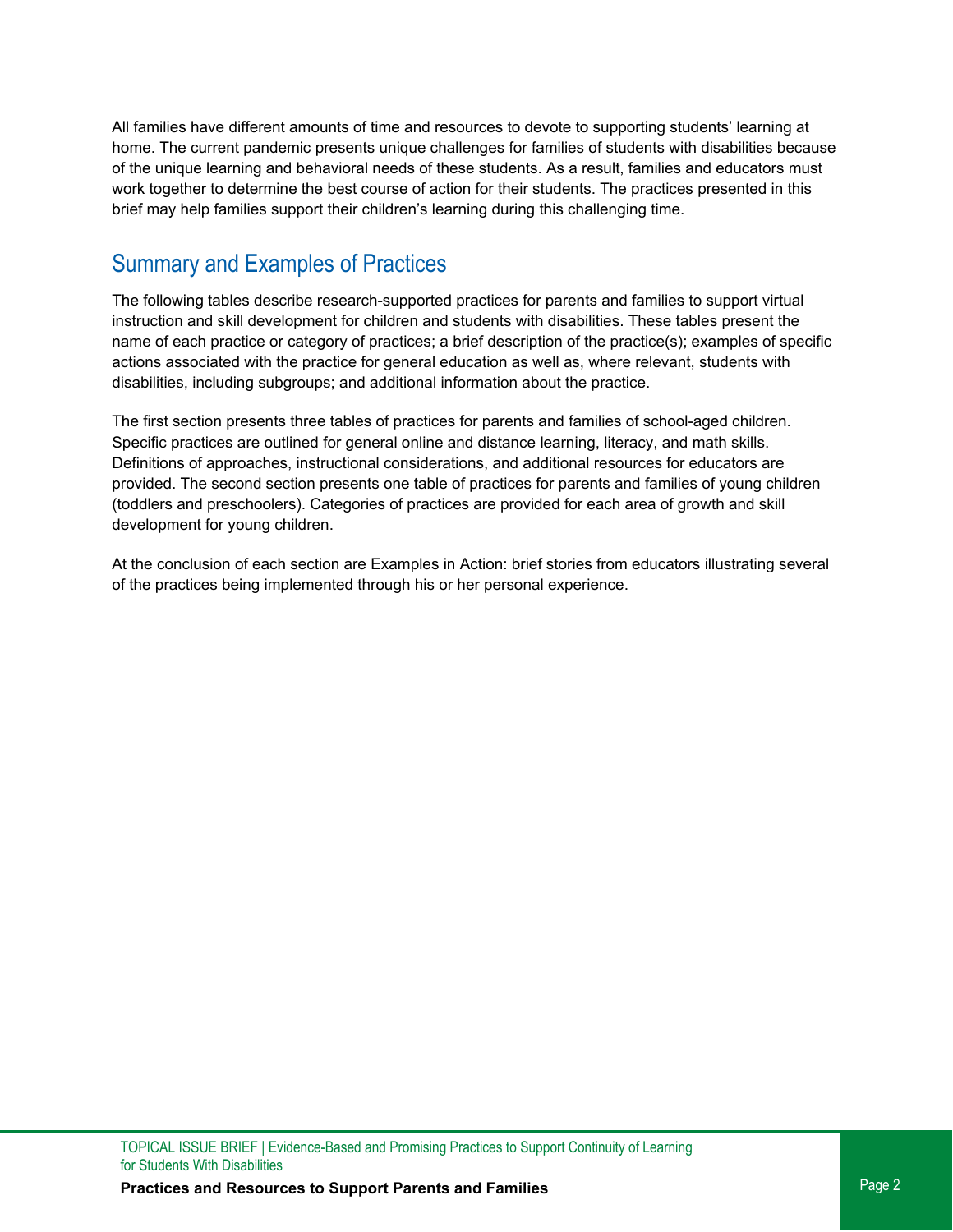All families have different amounts of time and resources to devote to supporting students' learning at home. The current pandemic presents unique challenges for families of students with disabilities because of the unique learning and behavioral needs of these students. As a result, families and educators must work together to determine the best course of action for their students. The practices presented in this brief may help families support their children's learning during this challenging time.

## Summary and Examples of Practices

The following tables describe research-supported practices for parents and families to support virtual instruction and skill development for children and students with disabilities. These tables present the name of each practice or category of practices; a brief description of the practice(s); examples of specific actions associated with the practice for general education as well as, where relevant, students with disabilities, including subgroups; and additional information about the practice.

The first section presents three tables of practices for parents and families of school-aged children. Specific practices are outlined for general online and distance learning, literacy, and math skills. Definitions of approaches, instructional considerations, and additional resources for educators are provided. The second section presents one table of practices for parents and families of young children (toddlers and preschoolers). Categories of practices are provided for each area of growth and skill development for young children.

At the conclusion of each section are Examples in Action: brief stories from educators illustrating several of the practices being implemented through his or her personal experience.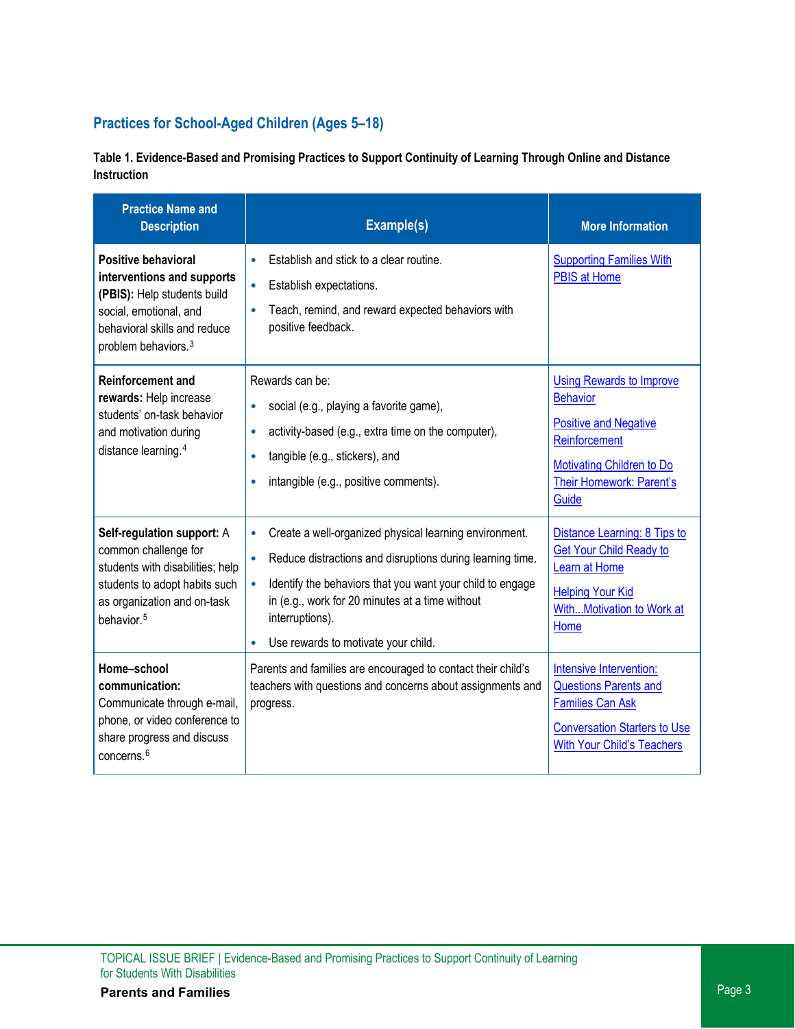## Practices for School-Aged Children (Ages 5–18)

**Table 1. Evidence-Based and Promising Practices to Support Continuity of Learning Through Online and Distance Instruction**

| Practice Name and Description | Example(s) | More Information |
|---|---|---|
| **Positive behavioral interventions and supports (PBIS):** Help students build social, emotional, and behavioral skills and reduce problem behaviors.[3] | • Establish and stick to a clear routine.<br>• Establish expectations.<br>• Teach, remind, and reward expected behaviors with positive feedback. | Supporting Families With PBIS at Home |
| **Reinforcement and rewards:** Help increase students' on-task behavior and motivation during distance learning.[4] | Rewards can be:<br>• social (e.g., playing a favorite game),<br>• activity-based (e.g., extra time on the computer),<br>• tangible (e.g., stickers), and<br>• intangible (e.g., positive comments). | Using Rewards to Improve Behavior<br>Positive and Negative Reinforcement<br>Motivating Children to Do Their Homework: Parent's Guide |
| **Self-regulation support:** A common challenge for students with disabilities; help students to adopt habits such as organization and on-task behavior.[5] | • Create a well-organized physical learning environment.<br>• Reduce distractions and disruptions during learning time.<br>• Identify the behaviors that you want your child to engage in (e.g., work for 20 minutes at a time without interruptions).<br>• Use rewards to motivate your child. | Distance Learning: 8 Tips to Get Your Child Ready to Learn at Home<br>Helping Your Kid With...Motivation to Work at Home |
| **Home–school communication:** Communicate through e-mail, phone, or video conference to share progress and discuss concerns.[6] | Parents and families are encouraged to contact their child's teachers with questions and concerns about assignments and progress. | Intensive Intervention: Questions Parents and Families Can Ask<br>Conversation Starters to Use With Your Child's Teachers |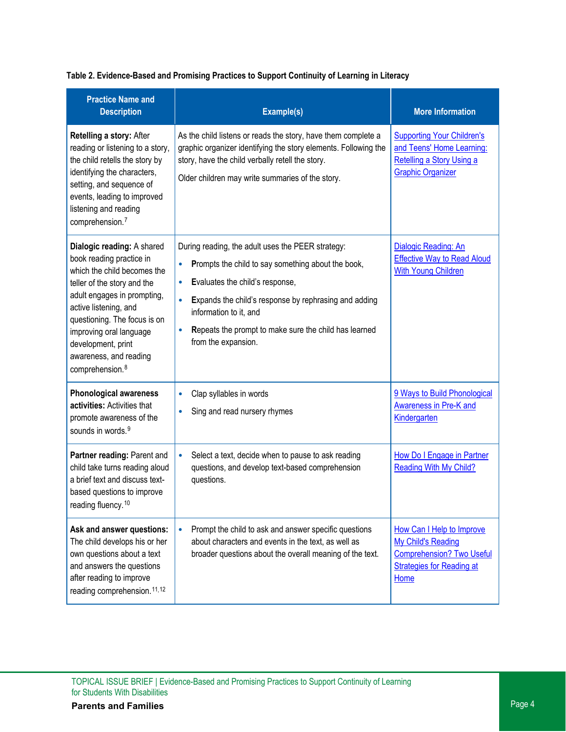**Table 2. Evidence-Based and Promising Practices to Support Continuity of Learning in Literacy**

| Practice Name and Description | Example(s) | More Information |
|---|---|---|
| **Retelling a story:** After reading or listening to a story, the child retells the story by identifying the characters, setting, and sequence of events, leading to improved listening and reading comprehension.[7] | As the child listens or reads the story, have them complete a graphic organizer identifying the story elements. Following the story, have the child verbally retell the story. <br><br> Older children may write summaries of the story. | Supporting Your Children's and Teens' Home Learning: Retelling a Story Using a Graphic Organizer |
| **Dialogic reading:** A shared book reading practice in which the child becomes the teller of the story and the adult engages in prompting, active listening, and questioning. The focus is on improving oral language development, print awareness, and reading comprehension.[8] | During reading, the adult uses the PEER strategy: <br>• **P**rompts the child to say something about the book, <br>• **E**valuates the child's response, <br>• **E**xpands the child's response by rephrasing and adding information to it, and <br>• **R**epeats the prompt to make sure the child has learned from the expansion. | Dialogic Reading: An Effective Way to Read Aloud With Young Children |
| **Phonological awareness activities:** Activities that promote awareness of the sounds in words.[9] | • Clap syllables in words <br>• Sing and read nursery rhymes | 9 Ways to Build Phonological Awareness in Pre-K and Kindergarten |
| **Partner reading:** Parent and child take turns reading aloud a brief text and discuss text-based questions to improve reading fluency.[10] | • Select a text, decide when to pause to ask reading questions, and develop text-based comprehension questions. | How Do I Engage in Partner Reading With My Child? |
| **Ask and answer questions:** The child develops his or her own questions about a text and answers the questions after reading to improve reading comprehension.[11,12] | • Prompt the child to ask and answer specific questions about characters and events in the text, as well as broader questions about the overall meaning of the text. | How Can I Help to Improve My Child's Reading Comprehension? Two Useful Strategies for Reading at Home |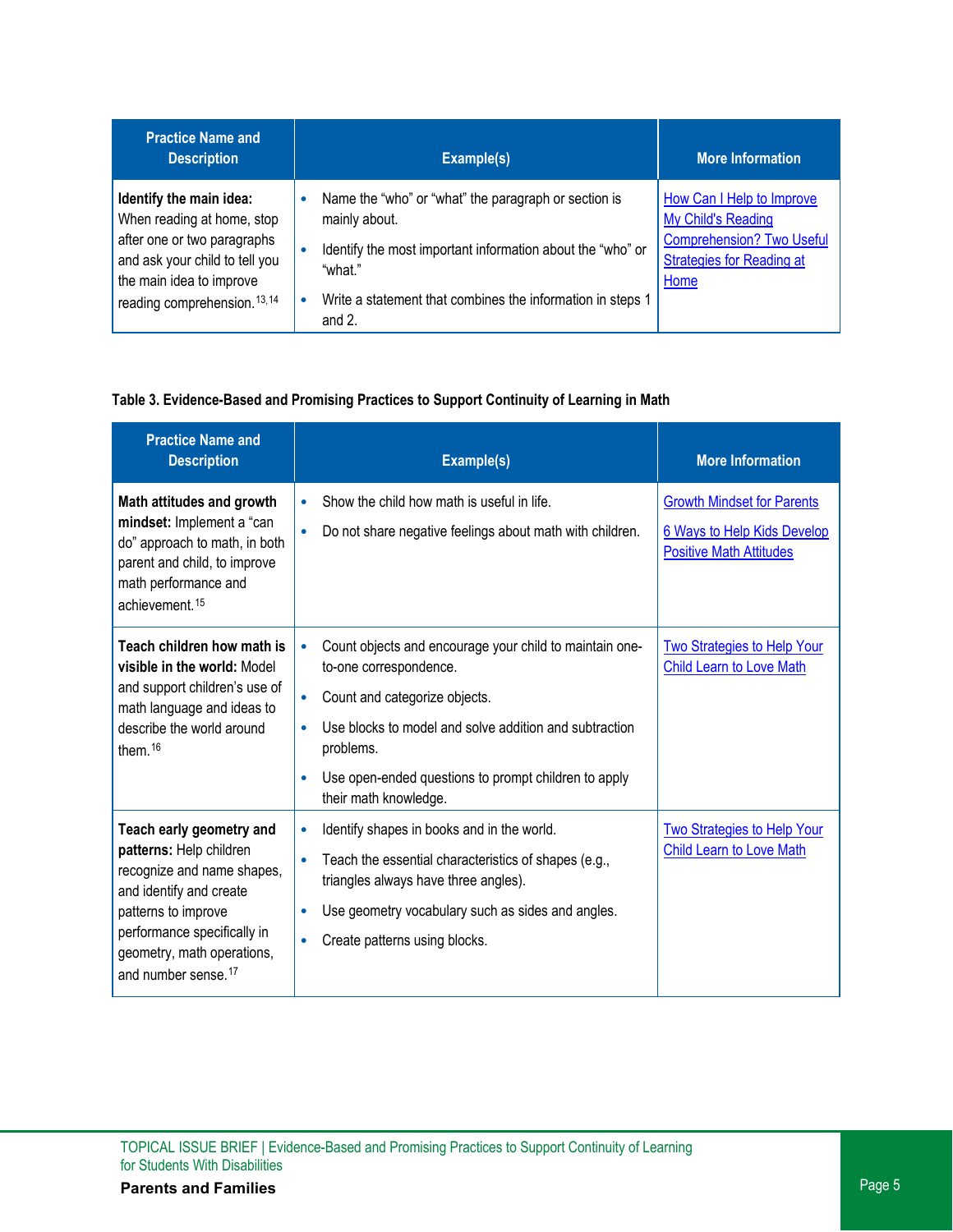| Practice Name and Description | Example(s) | More Information |
|---|---|---|
| **Identify the main idea:** When reading at home, stop after one or two paragraphs and ask your child to tell you the main idea to improve reading comprehension.[13,14] | • Name the "who" or "what" the paragraph or section is mainly about. • Identify the most important information about the "who" or "what." • Write a statement that combines the information in steps 1 and 2. | How Can I Help to Improve My Child's Reading Comprehension? Two Useful Strategies for Reading at Home |

**Table 3. Evidence-Based and Promising Practices to Support Continuity of Learning in Math**

| Practice Name and Description | Example(s) | More Information |
|---|---|---|
| **Math attitudes and growth mindset:** Implement a "can do" approach to math, in both parent and child, to improve math performance and achievement.[15] | • Show the child how math is useful in life. • Do not share negative feelings about math with children. | Growth Mindset for Parents<br>6 Ways to Help Kids Develop Positive Math Attitudes |
| **Teach children how math is visible in the world:** Model and support children's use of math language and ideas to describe the world around them.[16] | • Count objects and encourage your child to maintain one-to-one correspondence. • Count and categorize objects. • Use blocks to model and solve addition and subtraction problems. • Use open-ended questions to prompt children to apply their math knowledge. | Two Strategies to Help Your Child Learn to Love Math |
| **Teach early geometry and patterns:** Help children recognize and name shapes, and identify and create patterns to improve performance specifically in geometry, math operations, and number sense.[17] | • Identify shapes in books and in the world. • Teach the essential characteristics of shapes (e.g., triangles always have three angles). • Use geometry vocabulary such as sides and angles. • Create patterns using blocks. | Two Strategies to Help Your Child Learn to Love Math |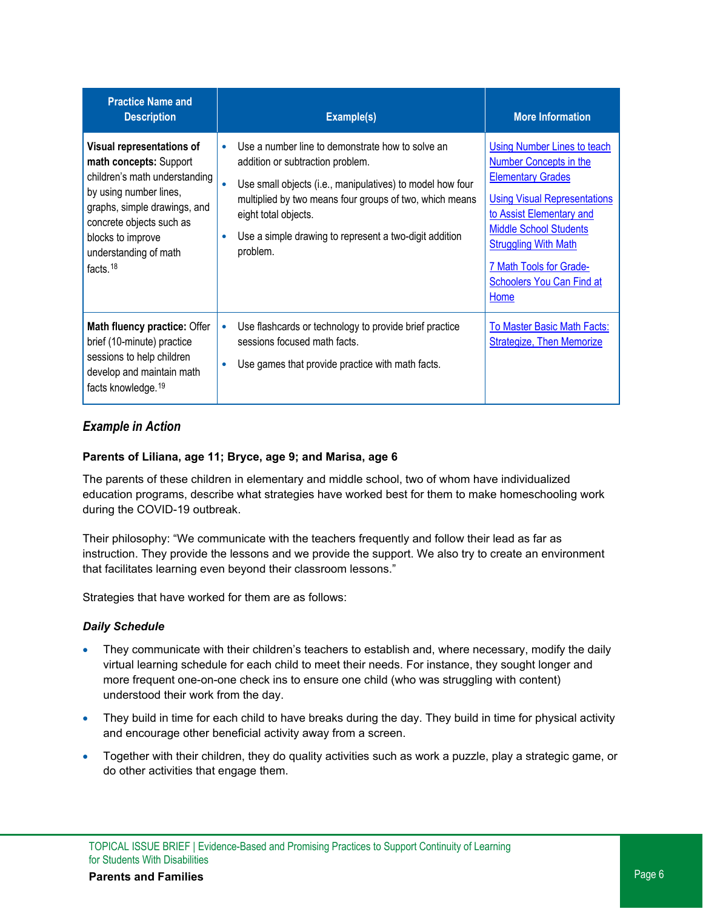| Practice Name and Description | Example(s) | More Information |
|---|---|---|
| **Visual representations of math concepts:** Support children's math understanding by using number lines, graphs, simple drawings, and concrete objects such as blocks to improve understanding of math facts.[18] | • Use a number line to demonstrate how to solve an addition or subtraction problem.<br>• Use small objects (i.e., manipulatives) to model how four multiplied by two means four groups of two, which means eight total objects.<br>• Use a simple drawing to represent a two-digit addition problem. | Using Number Lines to teach Number Concepts in the Elementary Grades<br>Using Visual Representations to Assist Elementary and Middle School Students Struggling With Math<br>7 Math Tools for Grade-Schoolers You Can Find at Home |
| **Math fluency practice:** Offer brief (10-minute) practice sessions to help children develop and maintain math facts knowledge.[19] | • Use flashcards or technology to provide brief practice sessions focused math facts.<br>• Use games that provide practice with math facts. | To Master Basic Math Facts: Strategize, Then Memorize |

### *Example in Action*

**Parents of Liliana, age 11; Bryce, age 9; and Marisa, age 6**

The parents of these children in elementary and middle school, two of whom have individualized education programs, describe what strategies have worked best for them to make homeschooling work during the COVID-19 outbreak.

Their philosophy: "We communicate with the teachers frequently and follow their lead as far as instruction. They provide the lessons and we provide the support. We also try to create an environment that facilitates learning even beyond their classroom lessons."

Strategies that have worked for them are as follows:

#### *Daily Schedule*

- They communicate with their children's teachers to establish and, where necessary, modify the daily virtual learning schedule for each child to meet their needs. For instance, they sought longer and more frequent one-on-one check ins to ensure one child (who was struggling with content) understood their work from the day.
- They build in time for each child to have breaks during the day. They build in time for physical activity and encourage other beneficial activity away from a screen.
- Together with their children, they do quality activities such as work a puzzle, play a strategic game, or do other activities that engage them.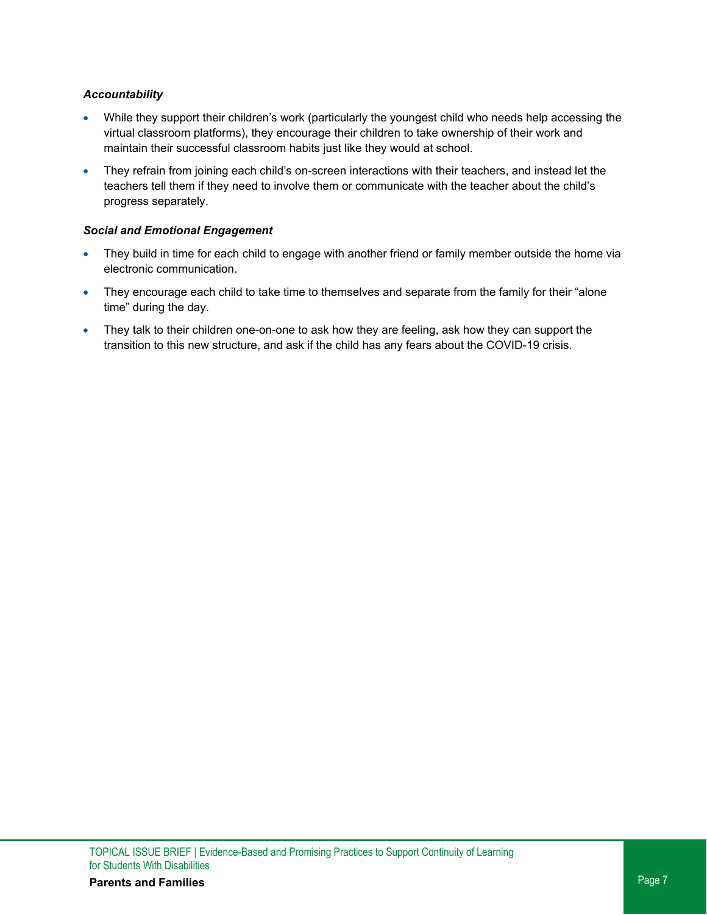***Accountability***

- While they support their children's work (particularly the youngest child who needs help accessing the virtual classroom platforms), they encourage their children to take ownership of their work and maintain their successful classroom habits just like they would at school.
- They refrain from joining each child's on-screen interactions with their teachers, and instead let the teachers tell them if they need to involve them or communicate with the teacher about the child's progress separately.

***Social and Emotional Engagement***

- They build in time for each child to engage with another friend or family member outside the home via electronic communication.
- They encourage each child to take time to themselves and separate from the family for their "alone time" during the day.
- They talk to their children one-on-one to ask how they are feeling, ask how they can support the transition to this new structure, and ask if the child has any fears about the COVID-19 crisis.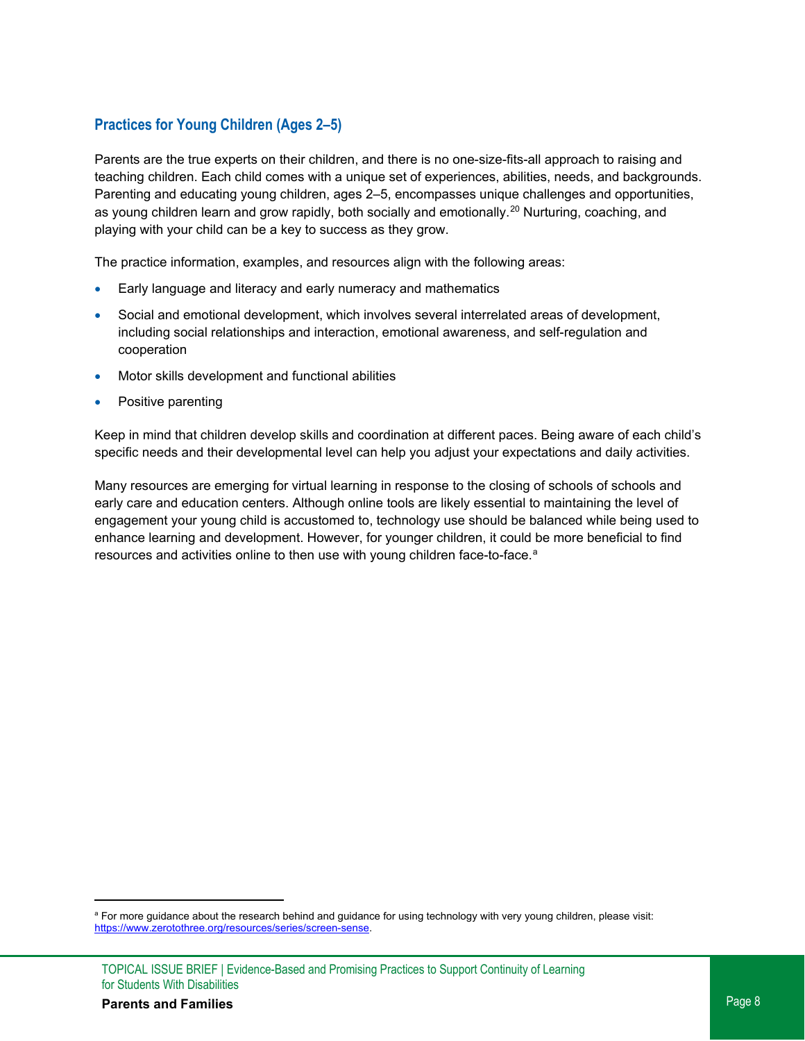### Practices for Young Children (Ages 2–5)

Parents are the true experts on their children, and there is no one-size-fits-all approach to raising and teaching children. Each child comes with a unique set of experiences, abilities, needs, and backgrounds. Parenting and educating young children, ages 2–5, encompasses unique challenges and opportunities, as young children learn and grow rapidly, both socially and emotionally.[20] Nurturing, coaching, and playing with your child can be a key to success as they grow.

The practice information, examples, and resources align with the following areas:

- Early language and literacy and early numeracy and mathematics
- Social and emotional development, which involves several interrelated areas of development, including social relationships and interaction, emotional awareness, and self-regulation and cooperation
- Motor skills development and functional abilities
- Positive parenting

Keep in mind that children develop skills and coordination at different paces. Being aware of each child's specific needs and their developmental level can help you adjust your expectations and daily activities.

Many resources are emerging for virtual learning in response to the closing of schools of schools and early care and education centers. Although online tools are likely essential to maintaining the level of engagement your young child is accustomed to, technology use should be balanced while being used to enhance learning and development. However, for younger children, it could be more beneficial to find resources and activities online to then use with young children face-to-face.[a]

---

[a] For more guidance about the research behind and guidance for using technology with very young children, please visit: https://www.zerotothree.org/resources/series/screen-sense.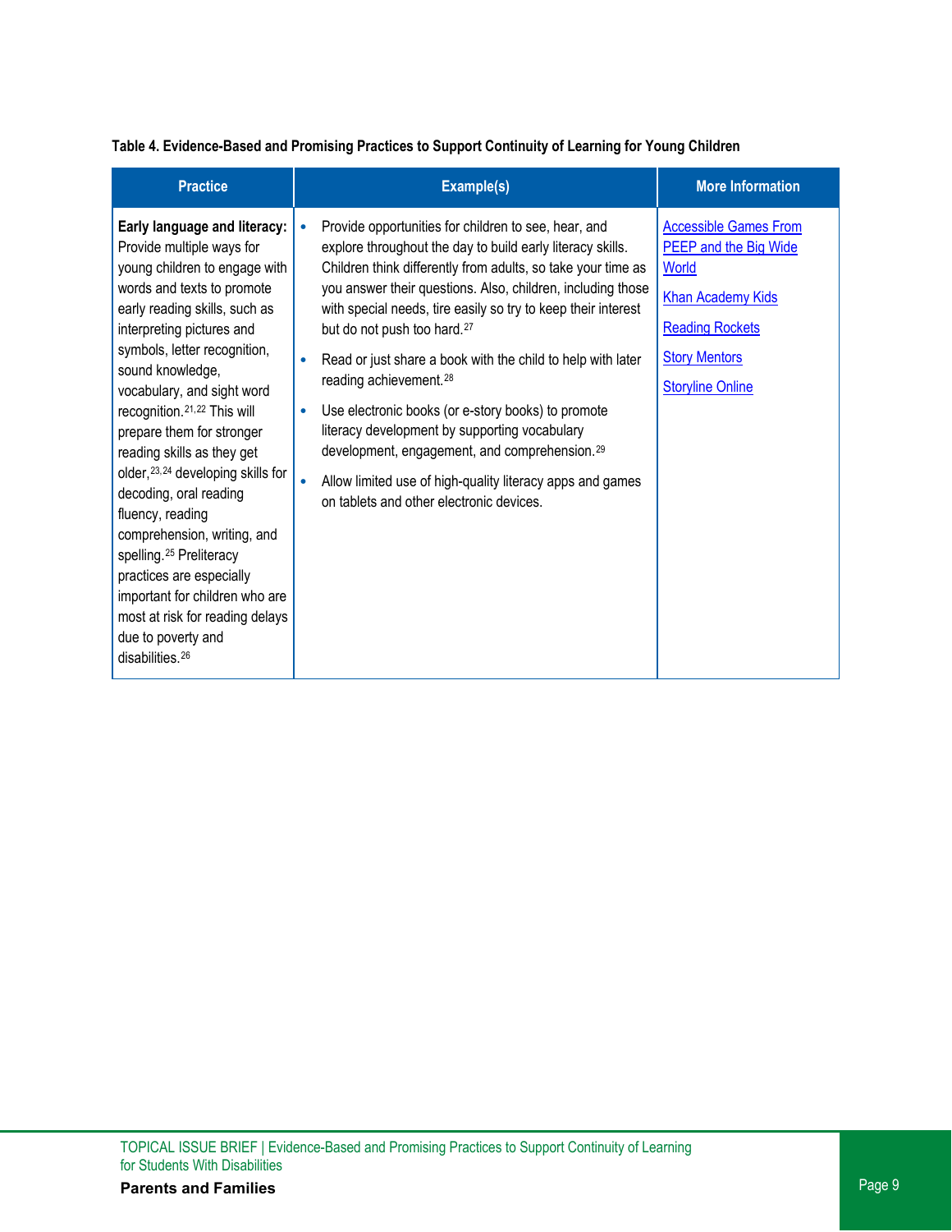**Table 4. Evidence-Based and Promising Practices to Support Continuity of Learning for Young Children**

| Practice | Example(s) | More Information |
|---|---|---|
| **Early language and literacy:** Provide multiple ways for young children to engage with words and texts to promote early reading skills, such as interpreting pictures and symbols, letter recognition, sound knowledge, vocabulary, and sight word recognition.[21,22] This will prepare them for stronger reading skills as they get older,[23,24] developing skills for decoding, oral reading fluency, reading comprehension, writing, and spelling.[25] Preliteracy practices are especially important for children who are most at risk for reading delays due to poverty and disabilities.[26] | • Provide opportunities for children to see, hear, and explore throughout the day to build early literacy skills. Children think differently from adults, so take your time as you answer their questions. Also, children, including those with special needs, tire easily so try to keep their interest but do not push too hard.[27]<br>• Read or just share a book with the child to help with later reading achievement.[28]<br>• Use electronic books (or e-story books) to promote literacy development by supporting vocabulary development, engagement, and comprehension.[29]<br>• Allow limited use of high-quality literacy apps and games on tablets and other electronic devices. | Accessible Games From PEEP and the Big Wide World<br><br>Khan Academy Kids<br><br>Reading Rockets<br><br>Story Mentors<br><br>Storyline Online |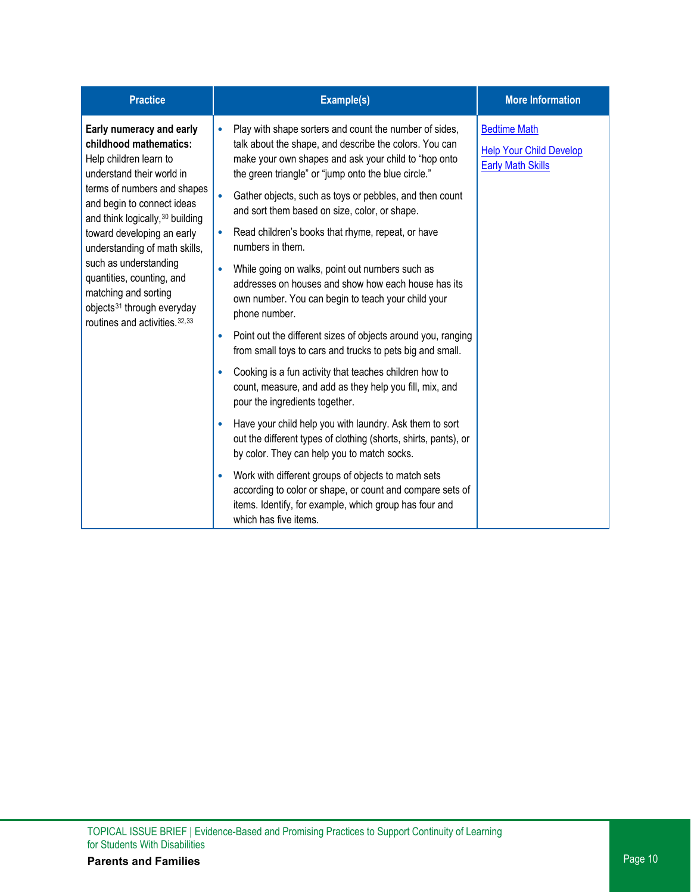| Practice | Example(s) | More Information |
|---|---|---|
| **Early numeracy and early childhood mathematics:** Help children learn to understand their world in terms of numbers and shapes and begin to connect ideas and think logically,[30] building toward developing an early understanding of math skills, such as understanding quantities, counting, and matching and sorting objects[31] through everyday routines and activities.[32,33] | • Play with shape sorters and count the number of sides, talk about the shape, and describe the colors. You can make your own shapes and ask your child to “hop onto the green triangle” or “jump onto the blue circle.”<br>• Gather objects, such as toys or pebbles, and then count and sort them based on size, color, or shape.<br>• Read children’s books that rhyme, repeat, or have numbers in them.<br>• While going on walks, point out numbers such as addresses on houses and show how each house has its own number. You can begin to teach your child your phone number.<br>• Point out the different sizes of objects around you, ranging from small toys to cars and trucks to pets big and small.<br>• Cooking is a fun activity that teaches children how to count, measure, and add as they help you fill, mix, and pour the ingredients together.<br>• Have your child help you with laundry. Ask them to sort out the different types of clothing (shorts, shirts, pants), or by color. They can help you to match socks.<br>• Work with different groups of objects to match sets according to color or shape, or count and compare sets of items. Identify, for example, which group has four and which has five items. | Bedtime Math<br><br>Help Your Child Develop Early Math Skills |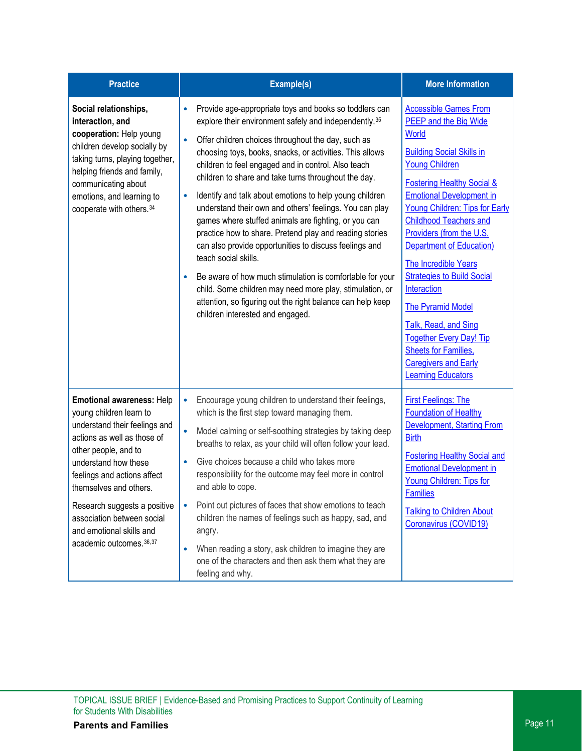| Practice | Example(s) | More Information |
| --- | --- | --- |
| **Social relationships, interaction, and cooperation:** Help young children develop socially by taking turns, playing together, helping friends and family, communicating about emotions, and learning to cooperate with others.[34] | • Provide age-appropriate toys and books so toddlers can explore their environment safely and independently.[35]<br>• Offer children choices throughout the day, such as choosing toys, books, snacks, or activities. This allows children to feel engaged and in control. Also teach children to share and take turns throughout the day.<br>• Identify and talk about emotions to help young children understand their own and others' feelings. You can play games where stuffed animals are fighting, or you can practice how to share. Pretend play and reading stories can also provide opportunities to discuss feelings and teach social skills.<br>• Be aware of how much stimulation is comfortable for your child. Some children may need more play, stimulation, or attention, so figuring out the right balance can help keep children interested and engaged. | Accessible Games From PEEP and the Big Wide World<br><br>Building Social Skills in Young Children<br><br>Fostering Healthy Social & Emotional Development in Young Children: Tips for Early Childhood Teachers and Providers (from the U.S. Department of Education)<br><br>The Incredible Years Strategies to Build Social Interaction<br><br>The Pyramid Model<br><br>Talk, Read, and Sing Together Every Day! Tip Sheets for Families, Caregivers and Early Learning Educators |
| **Emotional awareness:** Help young children learn to understand their feelings and actions as well as those of other people, and to understand how these feelings and actions affect themselves and others.<br><br>Research suggests a positive association between social and emotional skills and academic outcomes.[36,37] | • Encourage young children to understand their feelings, which is the first step toward managing them.<br>• Model calming or self-soothing strategies by taking deep breaths to relax, as your child will often follow your lead.<br>• Give choices because a child who takes more responsibility for the outcome may feel more in control and able to cope.<br>• Point out pictures of faces that show emotions to teach children the names of feelings such as happy, sad, and angry.<br>• When reading a story, ask children to imagine they are one of the characters and then ask them what they are feeling and why. | First Feelings: The Foundation of Healthy Development, Starting From Birth<br><br>Fostering Healthy Social and Emotional Development in Young Children: Tips for Families<br><br>Talking to Children About Coronavirus (COVID19) |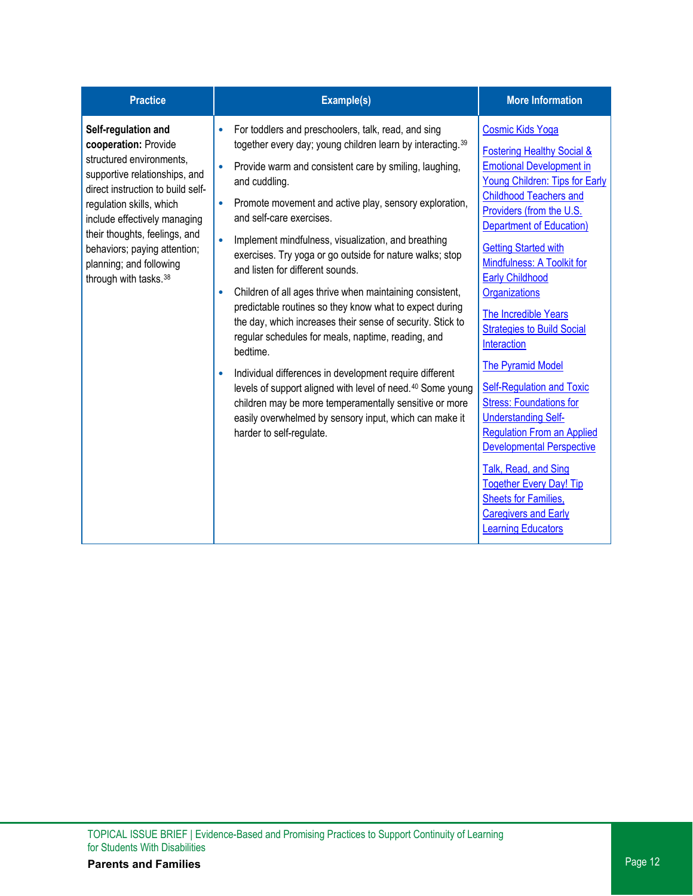| Practice | Example(s) | More Information |
|---|---|---|
| **Self-regulation and cooperation:** Provide structured environments, supportive relationships, and direct instruction to build self-regulation skills, which include effectively managing their thoughts, feelings, and behaviors; paying attention; planning; and following through with tasks.[38] | • For toddlers and preschoolers, talk, read, and sing together every day; young children learn by interacting.[39]<br>• Provide warm and consistent care by smiling, laughing, and cuddling.<br>• Promote movement and active play, sensory exploration, and self-care exercises.<br>• Implement mindfulness, visualization, and breathing exercises. Try yoga or go outside for nature walks; stop and listen for different sounds.<br>• Children of all ages thrive when maintaining consistent, predictable routines so they know what to expect during the day, which increases their sense of security. Stick to regular schedules for meals, naptime, reading, and bedtime.<br>• Individual differences in development require different levels of support aligned with level of need.[40] Some young children may be more temperamentally sensitive or more easily overwhelmed by sensory input, which can make it harder to self-regulate. | Cosmic Kids Yoga<br><br>Fostering Healthy Social & Emotional Development in Young Children: Tips for Early Childhood Teachers and Providers (from the U.S. Department of Education)<br><br>Getting Started with Mindfulness: A Toolkit for Early Childhood Organizations<br><br>The Incredible Years Strategies to Build Social Interaction<br><br>The Pyramid Model<br><br>Self-Regulation and Toxic Stress: Foundations for Understanding Self-Regulation From an Applied Developmental Perspective<br><br>Talk, Read, and Sing Together Every Day! Tip Sheets for Families, Caregivers and Early Learning Educators |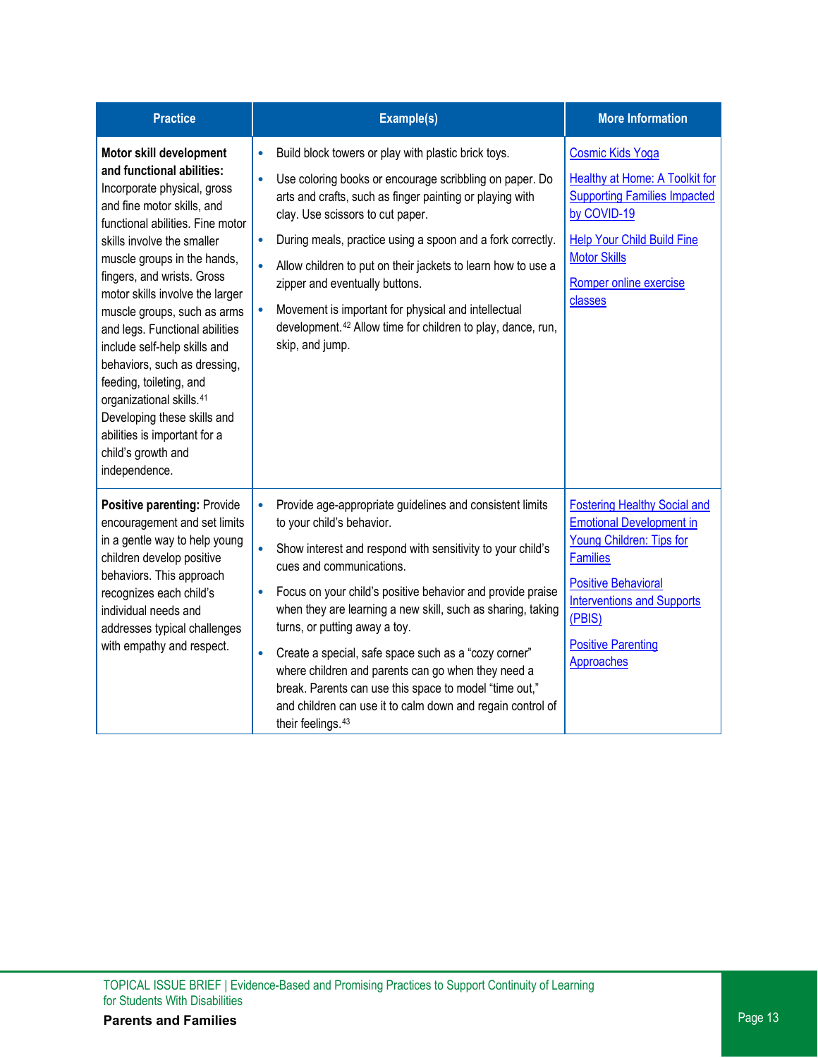| Practice | Example(s) | More Information |
| --- | --- | --- |
| **Motor skill development and functional abilities:** Incorporate physical, gross and fine motor skills, and functional abilities. Fine motor skills involve the smaller muscle groups in the hands, fingers, and wrists. Gross motor skills involve the larger muscle groups, such as arms and legs. Functional abilities include self-help skills and behaviors, such as dressing, feeding, toileting, and organizational skills.[41] Developing these skills and abilities is important for a child's growth and independence. | • Build block towers or play with plastic brick toys.<br>• Use coloring books or encourage scribbling on paper. Do arts and crafts, such as finger painting or playing with clay. Use scissors to cut paper.<br>• During meals, practice using a spoon and a fork correctly.<br>• Allow children to put on their jackets to learn how to use a zipper and eventually buttons.<br>• Movement is important for physical and intellectual development.[42] Allow time for children to play, dance, run, skip, and jump. | Cosmic Kids Yoga<br><br>Healthy at Home: A Toolkit for Supporting Families Impacted by COVID-19<br><br>Help Your Child Build Fine Motor Skills<br><br>Romper online exercise classes |
| **Positive parenting:** Provide encouragement and set limits in a gentle way to help young children develop positive behaviors. This approach recognizes each child's individual needs and addresses typical challenges with empathy and respect. | • Provide age-appropriate guidelines and consistent limits to your child's behavior.<br>• Show interest and respond with sensitivity to your child's cues and communications.<br>• Focus on your child's positive behavior and provide praise when they are learning a new skill, such as sharing, taking turns, or putting away a toy.<br>• Create a special, safe space such as a "cozy corner" where children and parents can go when they need a break. Parents can use this space to model "time out," and children can use it to calm down and regain control of their feelings.[43] | Fostering Healthy Social and Emotional Development in Young Children: Tips for Families<br><br>Positive Behavioral Interventions and Supports (PBIS)<br><br>Positive Parenting Approaches |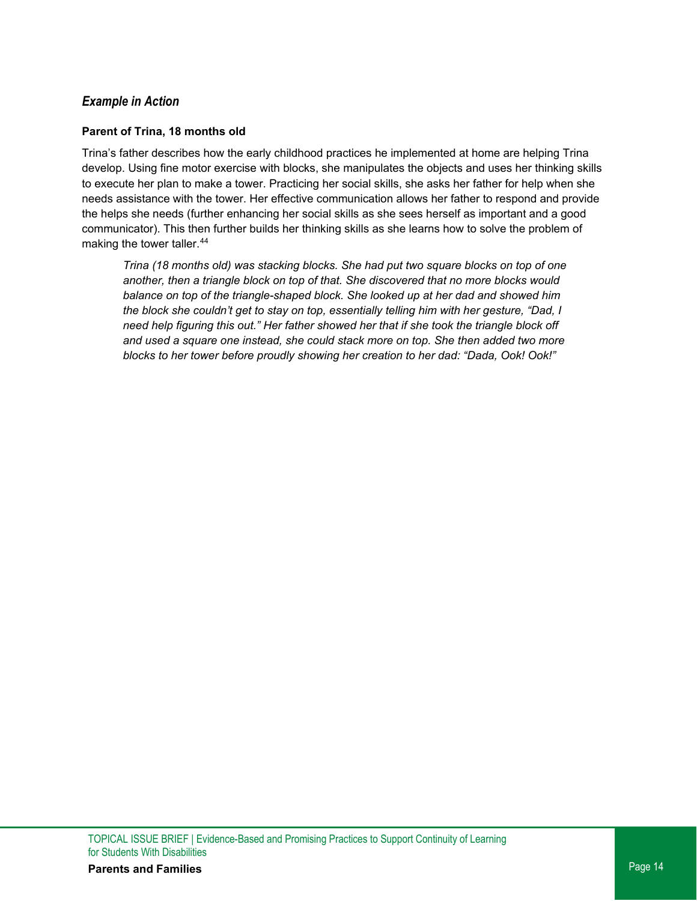### *Example in Action*

**Parent of Trina, 18 months old**

Trina's father describes how the early childhood practices he implemented at home are helping Trina develop. Using fine motor exercise with blocks, she manipulates the objects and uses her thinking skills to execute her plan to make a tower. Practicing her social skills, she asks her father for help when she needs assistance with the tower. Her effective communication allows her father to respond and provide the helps she needs (further enhancing her social skills as she sees herself as important and a good communicator). This then further builds her thinking skills as she learns how to solve the problem of making the tower taller.[44]

> *Trina (18 months old) was stacking blocks. She had put two square blocks on top of one another, then a triangle block on top of that. She discovered that no more blocks would balance on top of the triangle-shaped block. She looked up at her dad and showed him the block she couldn't get to stay on top, essentially telling him with her gesture, "Dad, I need help figuring this out." Her father showed her that if she took the triangle block off and used a square one instead, she could stack more on top. She then added two more blocks to her tower before proudly showing her creation to her dad: "Dada, Ook! Ook!"*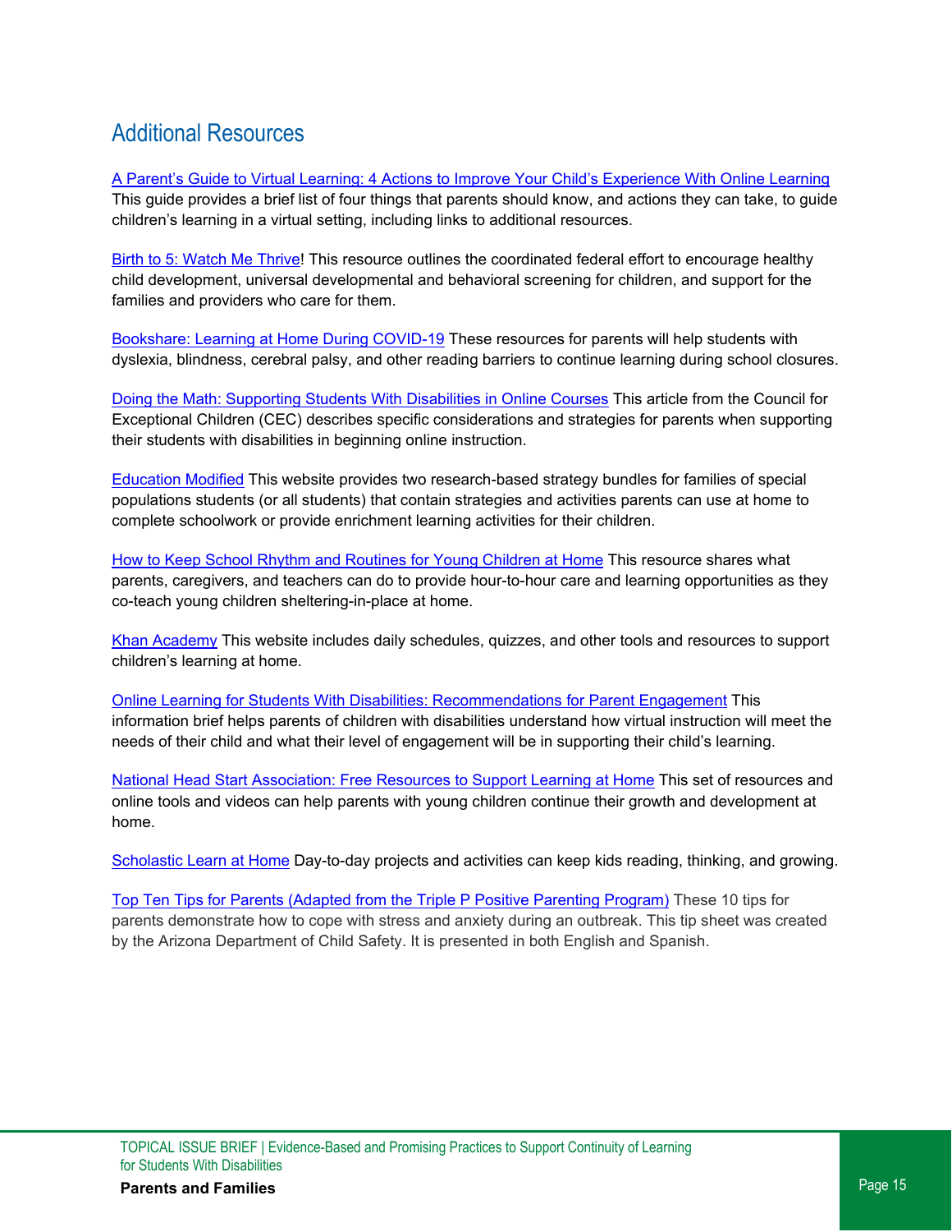## Additional Resources

A Parent's Guide to Virtual Learning: 4 Actions to Improve Your Child's Experience With Online Learning This guide provides a brief list of four things that parents should know, and actions they can take, to guide children's learning in a virtual setting, including links to additional resources.

Birth to 5: Watch Me Thrive! This resource outlines the coordinated federal effort to encourage healthy child development, universal developmental and behavioral screening for children, and support for the families and providers who care for them.

Bookshare: Learning at Home During COVID-19 These resources for parents will help students with dyslexia, blindness, cerebral palsy, and other reading barriers to continue learning during school closures.

Doing the Math: Supporting Students With Disabilities in Online Courses This article from the Council for Exceptional Children (CEC) describes specific considerations and strategies for parents when supporting their students with disabilities in beginning online instruction.

Education Modified This website provides two research-based strategy bundles for families of special populations students (or all students) that contain strategies and activities parents can use at home to complete schoolwork or provide enrichment learning activities for their children.

How to Keep School Rhythm and Routines for Young Children at Home This resource shares what parents, caregivers, and teachers can do to provide hour-to-hour care and learning opportunities as they co-teach young children sheltering-in-place at home.

Khan Academy This website includes daily schedules, quizzes, and other tools and resources to support children's learning at home.

Online Learning for Students With Disabilities: Recommendations for Parent Engagement This information brief helps parents of children with disabilities understand how virtual instruction will meet the needs of their child and what their level of engagement will be in supporting their child's learning.

National Head Start Association: Free Resources to Support Learning at Home This set of resources and online tools and videos can help parents with young children continue their growth and development at home.

Scholastic Learn at Home Day-to-day projects and activities can keep kids reading, thinking, and growing.

Top Ten Tips for Parents (Adapted from the Triple P Positive Parenting Program) These 10 tips for parents demonstrate how to cope with stress and anxiety during an outbreak. This tip sheet was created by the Arizona Department of Child Safety. It is presented in both English and Spanish.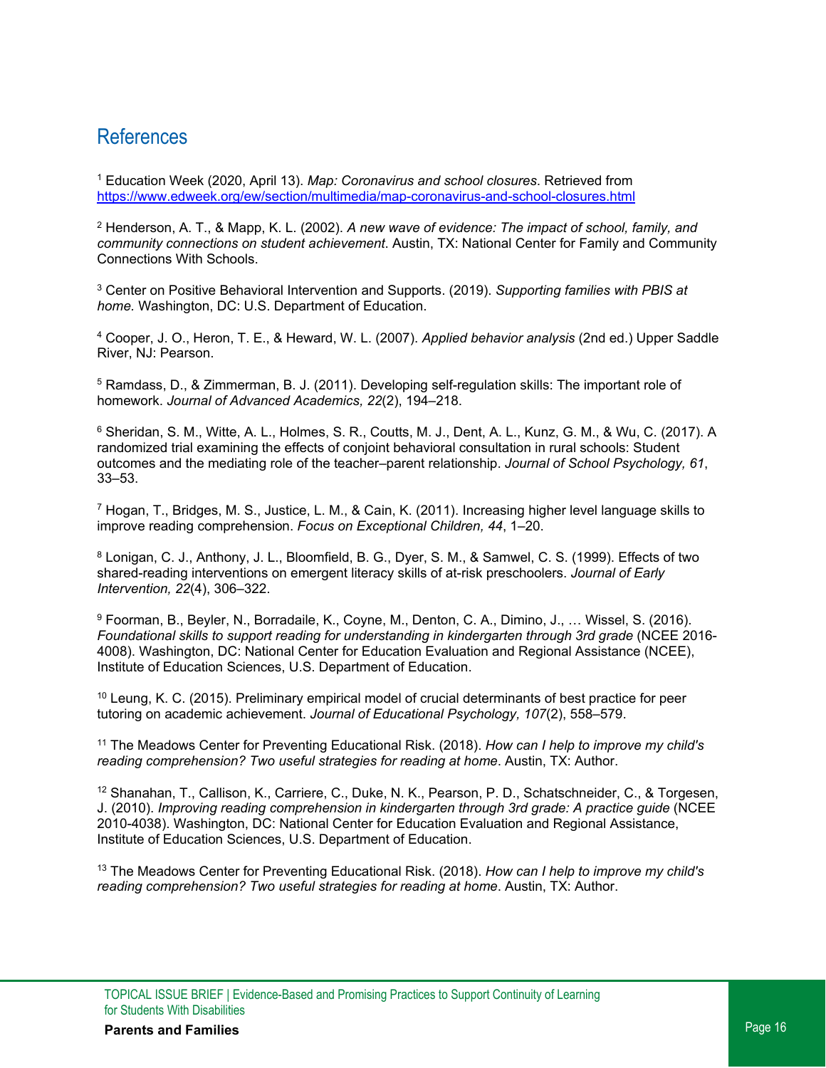## References

[1] Education Week (2020, April 13). *Map: Coronavirus and school closures*. Retrieved from https://www.edweek.org/ew/section/multimedia/map-coronavirus-and-school-closures.html

[2] Henderson, A. T., & Mapp, K. L. (2002). *A new wave of evidence: The impact of school, family, and community connections on student achievement*. Austin, TX: National Center for Family and Community Connections With Schools.

[3] Center on Positive Behavioral Intervention and Supports. (2019). *Supporting families with PBIS at home.* Washington, DC: U.S. Department of Education.

[4] Cooper, J. O., Heron, T. E., & Heward, W. L. (2007). *Applied behavior analysis* (2nd ed.) Upper Saddle River, NJ: Pearson.

[5] Ramdass, D., & Zimmerman, B. J. (2011). Developing self-regulation skills: The important role of homework. *Journal of Advanced Academics, 22*(2), 194–218.

[6] Sheridan, S. M., Witte, A. L., Holmes, S. R., Coutts, M. J., Dent, A. L., Kunz, G. M., & Wu, C. (2017). A randomized trial examining the effects of conjoint behavioral consultation in rural schools: Student outcomes and the mediating role of the teacher–parent relationship. *Journal of School Psychology, 61*, 33–53.

[7] Hogan, T., Bridges, M. S., Justice, L. M., & Cain, K. (2011). Increasing higher level language skills to improve reading comprehension. *Focus on Exceptional Children, 44*, 1–20.

[8] Lonigan, C. J., Anthony, J. L., Bloomfield, B. G., Dyer, S. M., & Samwel, C. S. (1999). Effects of two shared-reading interventions on emergent literacy skills of at-risk preschoolers. *Journal of Early Intervention, 22*(4), 306–322.

[9] Foorman, B., Beyler, N., Borradaile, K., Coyne, M., Denton, C. A., Dimino, J., … Wissel, S. (2016). *Foundational skills to support reading for understanding in kindergarten through 3rd grade* (NCEE 2016-4008). Washington, DC: National Center for Education Evaluation and Regional Assistance (NCEE), Institute of Education Sciences, U.S. Department of Education.

[10] Leung, K. C. (2015). Preliminary empirical model of crucial determinants of best practice for peer tutoring on academic achievement. *Journal of Educational Psychology, 107*(2), 558–579.

[11] The Meadows Center for Preventing Educational Risk. (2018). *How can I help to improve my child's reading comprehension? Two useful strategies for reading at home*. Austin, TX: Author.

[12] Shanahan, T., Callison, K., Carriere, C., Duke, N. K., Pearson, P. D., Schatschneider, C., & Torgesen, J. (2010). *Improving reading comprehension in kindergarten through 3rd grade: A practice guide* (NCEE 2010-4038). Washington, DC: National Center for Education Evaluation and Regional Assistance, Institute of Education Sciences, U.S. Department of Education.

[13] The Meadows Center for Preventing Educational Risk. (2018). *How can I help to improve my child's reading comprehension? Two useful strategies for reading at home*. Austin, TX: Author.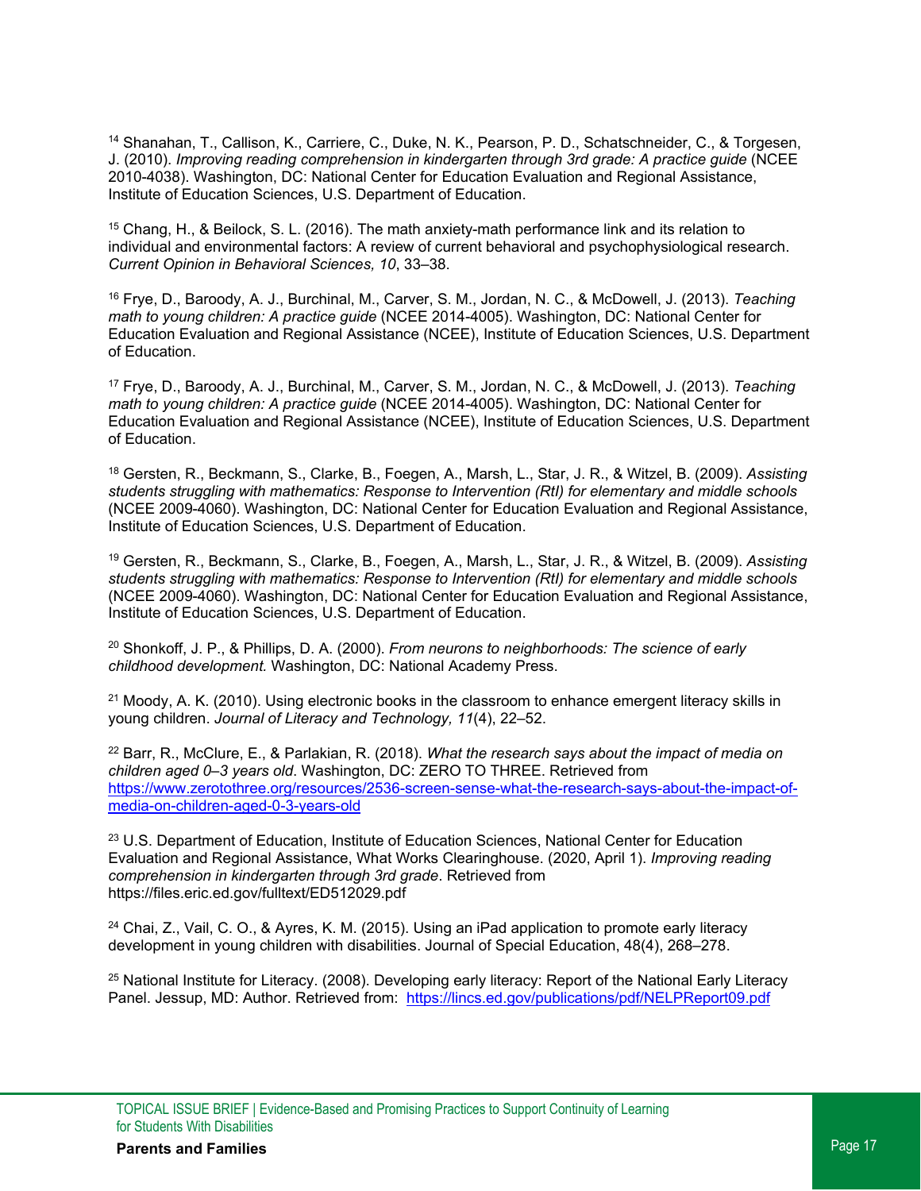[14] Shanahan, T., Callison, K., Carriere, C., Duke, N. K., Pearson, P. D., Schatschneider, C., & Torgesen, J. (2010). *Improving reading comprehension in kindergarten through 3rd grade: A practice guide* (NCEE 2010-4038). Washington, DC: National Center for Education Evaluation and Regional Assistance, Institute of Education Sciences, U.S. Department of Education.

[15] Chang, H., & Beilock, S. L. (2016). The math anxiety-math performance link and its relation to individual and environmental factors: A review of current behavioral and psychophysiological research. *Current Opinion in Behavioral Sciences, 10*, 33–38.

[16] Frye, D., Baroody, A. J., Burchinal, M., Carver, S. M., Jordan, N. C., & McDowell, J. (2013). *Teaching math to young children: A practice guide* (NCEE 2014-4005). Washington, DC: National Center for Education Evaluation and Regional Assistance (NCEE), Institute of Education Sciences, U.S. Department of Education.

[17] Frye, D., Baroody, A. J., Burchinal, M., Carver, S. M., Jordan, N. C., & McDowell, J. (2013). *Teaching math to young children: A practice guide* (NCEE 2014-4005). Washington, DC: National Center for Education Evaluation and Regional Assistance (NCEE), Institute of Education Sciences, U.S. Department of Education.

[18] Gersten, R., Beckmann, S., Clarke, B., Foegen, A., Marsh, L., Star, J. R., & Witzel, B. (2009). *Assisting students struggling with mathematics: Response to Intervention (RtI) for elementary and middle schools* (NCEE 2009-4060). Washington, DC: National Center for Education Evaluation and Regional Assistance, Institute of Education Sciences, U.S. Department of Education.

[19] Gersten, R., Beckmann, S., Clarke, B., Foegen, A., Marsh, L., Star, J. R., & Witzel, B. (2009). *Assisting students struggling with mathematics: Response to Intervention (RtI) for elementary and middle schools* (NCEE 2009-4060). Washington, DC: National Center for Education Evaluation and Regional Assistance, Institute of Education Sciences, U.S. Department of Education.

[20] Shonkoff, J. P., & Phillips, D. A. (2000). *From neurons to neighborhoods: The science of early childhood development.* Washington, DC: National Academy Press.

[21] Moody, A. K. (2010). Using electronic books in the classroom to enhance emergent literacy skills in young children. *Journal of Literacy and Technology, 11*(4), 22–52.

[22] Barr, R., McClure, E., & Parlakian, R. (2018). *What the research says about the impact of media on children aged 0–3 years old*. Washington, DC: ZERO TO THREE. Retrieved from https://www.zerotothree.org/resources/2536-screen-sense-what-the-research-says-about-the-impact-of-media-on-children-aged-0-3-years-old

[23] U.S. Department of Education, Institute of Education Sciences, National Center for Education Evaluation and Regional Assistance, What Works Clearinghouse. (2020, April 1). *Improving reading comprehension in kindergarten through 3rd grade*. Retrieved from https://files.eric.ed.gov/fulltext/ED512029.pdf

[24] Chai, Z., Vail, C. O., & Ayres, K. M. (2015). Using an iPad application to promote early literacy development in young children with disabilities. Journal of Special Education, 48(4), 268–278.

[25] National Institute for Literacy. (2008). Developing early literacy: Report of the National Early Literacy Panel. Jessup, MD: Author. Retrieved from: https://lincs.ed.gov/publications/pdf/NELPReport09.pdf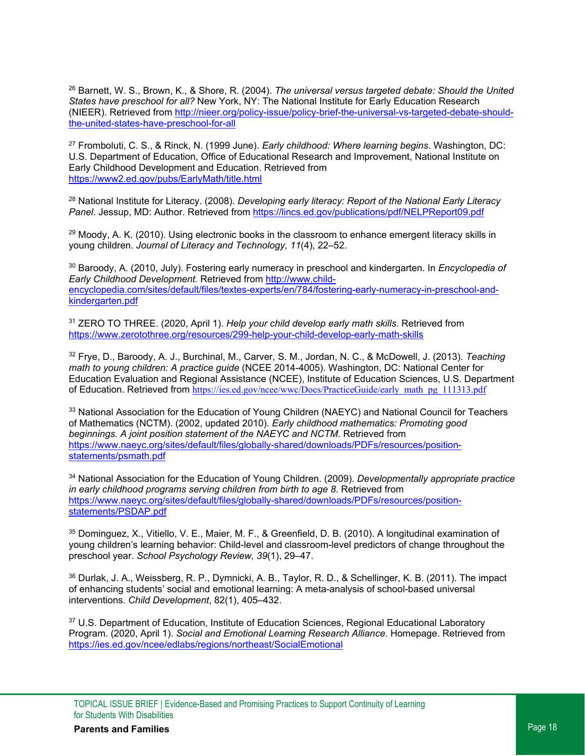[26] Barnett, W. S., Brown, K., & Shore, R. (2004). *The universal versus targeted debate: Should the United States have preschool for all?* New York, NY: The National Institute for Early Education Research (NIEER). Retrieved from http://nieer.org/policy-issue/policy-brief-the-universal-vs-targeted-debate-should-the-united-states-have-preschool-for-all

[27] Fromboluti, C. S., & Rinck, N. (1999 June). *Early childhood: Where learning begins*. Washington, DC: U.S. Department of Education, Office of Educational Research and Improvement, National Institute on Early Childhood Development and Education. Retrieved from https://www2.ed.gov/pubs/EarlyMath/title.html

[28] National Institute for Literacy. (2008). *Developing early literacy: Report of the National Early Literacy Panel*. Jessup, MD: Author. Retrieved from https://lincs.ed.gov/publications/pdf/NELPReport09.pdf

[29] Moody, A. K. (2010). Using electronic books in the classroom to enhance emergent literacy skills in young children. *Journal of Literacy and Technology, 11*(4), 22–52.

[30] Baroody, A. (2010, July). Fostering early numeracy in preschool and kindergarten. In *Encyclopedia of Early Childhood Development.* Retrieved from http://www.child-encyclopedia.com/sites/default/files/textes-experts/en/784/fostering-early-numeracy-in-preschool-and-kindergarten.pdf

[31] ZERO TO THREE. (2020, April 1). *Help your child develop early math skills*. Retrieved from https://www.zerotothree.org/resources/299-help-your-child-develop-early-math-skills

[32] Frye, D., Baroody, A. J., Burchinal, M., Carver, S. M., Jordan, N. C., & McDowell, J. (2013). *Teaching math to young children: A practice guide* (NCEE 2014-4005). Washington, DC: National Center for Education Evaluation and Regional Assistance (NCEE), Institute of Education Sciences, U.S. Department of Education. Retrieved from https://ies.ed.gov/ncee/wwc/Docs/PracticeGuide/early_math_pg_111313.pdf

[33] National Association for the Education of Young Children (NAEYC) and National Council for Teachers of Mathematics (NCTM). (2002, updated 2010). *Early childhood mathematics: Promoting good beginnings. A joint position statement of the NAEYC and NCTM.* Retrieved from https://www.naeyc.org/sites/default/files/globally-shared/downloads/PDFs/resources/position-statements/psmath.pdf

[34] National Association for the Education of Young Children. (2009). *Developmentally appropriate practice in early childhood programs serving children from birth to age 8*. Retrieved from https://www.naeyc.org/sites/default/files/globally-shared/downloads/PDFs/resources/position-statements/PSDAP.pdf

[35] Dominguez, X., Vitiello, V. E., Maier, M. F., & Greenfield, D. B. (2010). A longitudinal examination of young children's learning behavior: Child-level and classroom-level predictors of change throughout the preschool year. *School Psychology Review, 39*(1), 29–47.

[36] Durlak, J. A., Weissberg, R. P., Dymnicki, A. B., Taylor, R. D., & Schellinger, K. B. (2011). The impact of enhancing students' social and emotional learning: A meta-analysis of school-based universal interventions. *Child Development*, 82(1), 405–432.

[37] U.S. Department of Education, Institute of Education Sciences, Regional Educational Laboratory Program. (2020, April 1). *Social and Emotional Learning Research Alliance*. Homepage. Retrieved from https://ies.ed.gov/ncee/edlabs/regions/northeast/SocialEmotional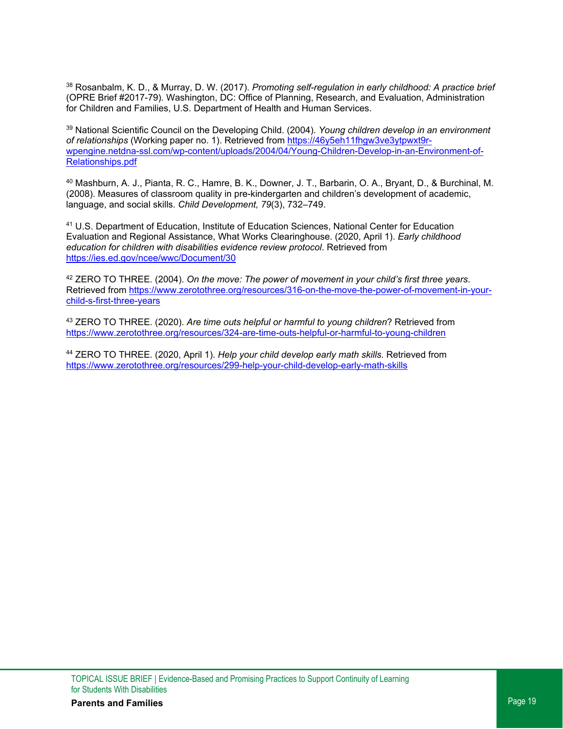[38] Rosanbalm, K. D., & Murray, D. W. (2017). *Promoting self-regulation in early childhood: A practice brief* (OPRE Brief #2017-79). Washington, DC: Office of Planning, Research, and Evaluation, Administration for Children and Families, U.S. Department of Health and Human Services.

[39] National Scientific Council on the Developing Child. (2004). *Young children develop in an environment of relationships* (Working paper no. 1). Retrieved from https://46y5eh11fhgw3ve3ytpwxt9r-wpengine.netdna-ssl.com/wp-content/uploads/2004/04/Young-Children-Develop-in-an-Environment-of-Relationships.pdf

[40] Mashburn, A. J., Pianta, R. C., Hamre, B. K., Downer, J. T., Barbarin, O. A., Bryant, D., & Burchinal, M. (2008). Measures of classroom quality in pre-kindergarten and children's development of academic, language, and social skills. *Child Development, 79*(3), 732–749.

[41] U.S. Department of Education, Institute of Education Sciences, National Center for Education Evaluation and Regional Assistance, What Works Clearinghouse. (2020, April 1). *Early childhood education for children with disabilities evidence review protocol*. Retrieved from https://ies.ed.gov/ncee/wwc/Document/30

[42] ZERO TO THREE. (2004). *On the move: The power of movement in your child's first three years*. Retrieved from https://www.zerotothree.org/resources/316-on-the-move-the-power-of-movement-in-your-child-s-first-three-years

[43] ZERO TO THREE. (2020). *Are time outs helpful or harmful to young children*? Retrieved from https://www.zerotothree.org/resources/324-are-time-outs-helpful-or-harmful-to-young-children

[44] ZERO TO THREE. (2020, April 1). *Help your child develop early math skills.* Retrieved from https://www.zerotothree.org/resources/299-help-your-child-develop-early-math-skills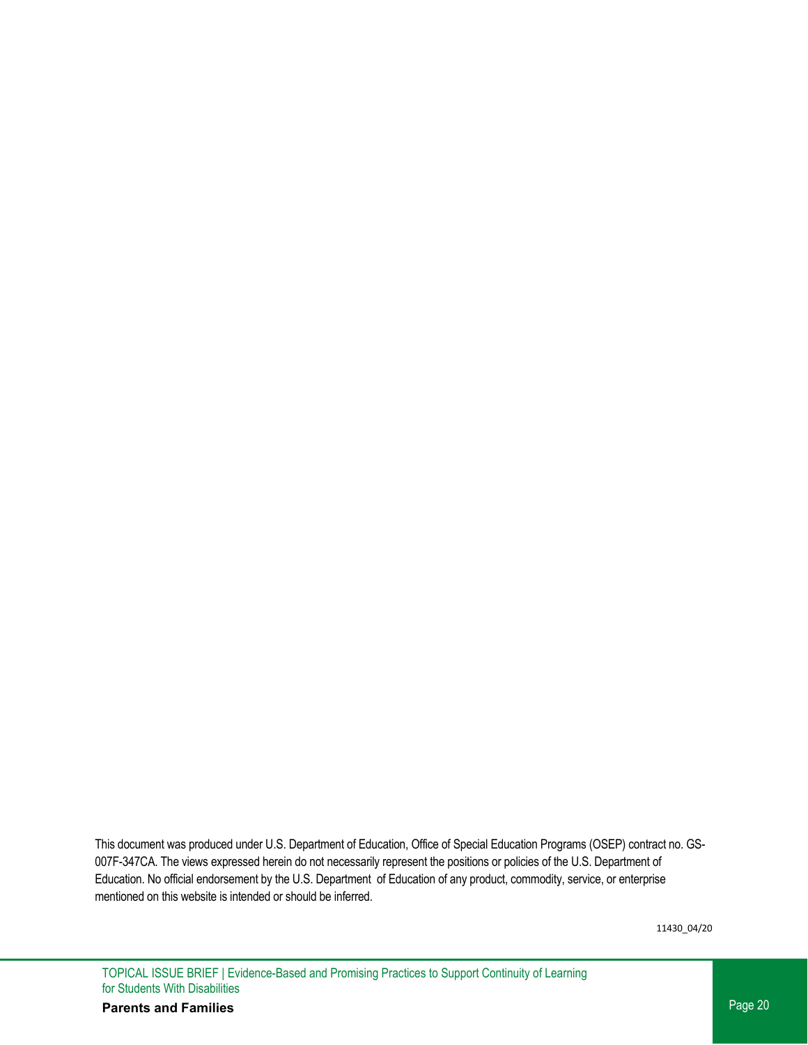This document was produced under U.S. Department of Education, Office of Special Education Programs (OSEP) contract no. GS-007F-347CA. The views expressed herein do not necessarily represent the positions or policies of the U.S. Department of Education. No official endorsement by the U.S. Department of Education of any product, commodity, service, or enterprise mentioned on this website is intended or should be inferred.

11430_04/20